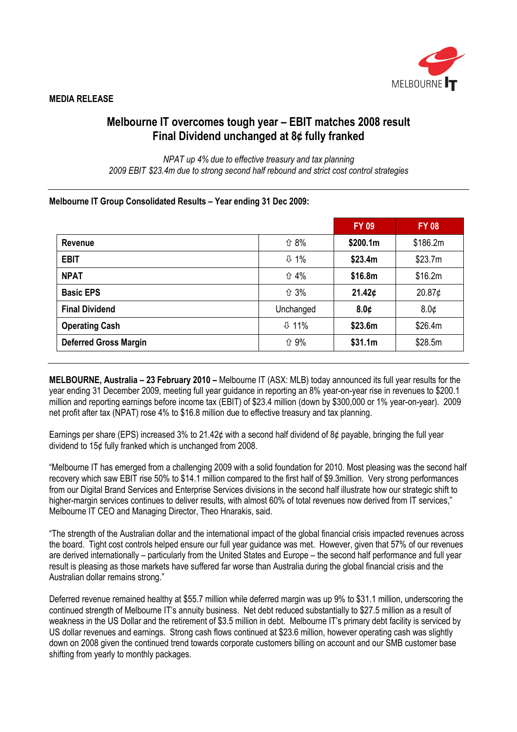**MEDIA RELEASE**

# Melbourne IT overcomes tough year – EBIT matches 2008 result
# Final Dividend unchanged at 8¢ fully franked

*NPAT up 4% due to effective treasury and tax planning*
*2009 EBIT $23.4m due to strong second half rebound and strict cost control strategies*

---

**Melbourne IT Group Consolidated Results – Year ending 31 Dec 2009:**

| | | FY 09 | FY 08 |
|---|---|---|---|
| **Revenue** | ⇧ 8% | **$200.1m** | $186.2m |
| **EBIT** | ⇩ 1% | **$23.4m** | $23.7m |
| **NPAT** | ⇧ 4% | **$16.8m** | $16.2m |
| **Basic EPS** | ⇧ 3% | **21.42¢** | 20.87¢ |
| **Final Dividend** | Unchanged | **8.0¢** | 8.0¢ |
| **Operating Cash** | ⇩ 11% | **$23.6m** | $26.4m |
| **Deferred Gross Margin** | ⇧ 9% | **$31.1m** | $28.5m |

---

**MELBOURNE, Australia – 23 February 2010 –** Melbourne IT (ASX: MLB) today announced its full year results for the year ending 31 December 2009, meeting full year guidance in reporting an 8% year-on-year rise in revenues to $200.1 million and reporting earnings before income tax (EBIT) of $23.4 million (down by $300,000 or 1% year-on-year). 2009 net profit after tax (NPAT) rose 4% to $16.8 million due to effective treasury and tax planning.

Earnings per share (EPS) increased 3% to 21.42¢ with a second half dividend of 8¢ payable, bringing the full year dividend to 15¢ fully franked which is unchanged from 2008.

"Melbourne IT has emerged from a challenging 2009 with a solid foundation for 2010. Most pleasing was the second half recovery which saw EBIT rise 50% to $14.1 million compared to the first half of $9.3million. Very strong performances from our Digital Brand Services and Enterprise Services divisions in the second half illustrate how our strategic shift to higher-margin services continues to deliver results, with almost 60% of total revenues now derived from IT services," Melbourne IT CEO and Managing Director, Theo Hnarakis, said.

"The strength of the Australian dollar and the international impact of the global financial crisis impacted revenues across the board. Tight cost controls helped ensure our full year guidance was met. However, given that 57% of our revenues are derived internationally – particularly from the United States and Europe – the second half performance and full year result is pleasing as those markets have suffered far worse than Australia during the global financial crisis and the Australian dollar remains strong."

Deferred revenue remained healthy at $55.7 million while deferred margin was up 9% to $31.1 million, underscoring the continued strength of Melbourne IT's annuity business. Net debt reduced substantially to $27.5 million as a result of weakness in the US Dollar and the retirement of $3.5 million in debt. Melbourne IT's primary debt facility is serviced by US dollar revenues and earnings. Strong cash flows continued at $23.6 million, however operating cash was slightly down on 2008 given the continued trend towards corporate customers billing on account and our SMB customer base shifting from yearly to monthly packages.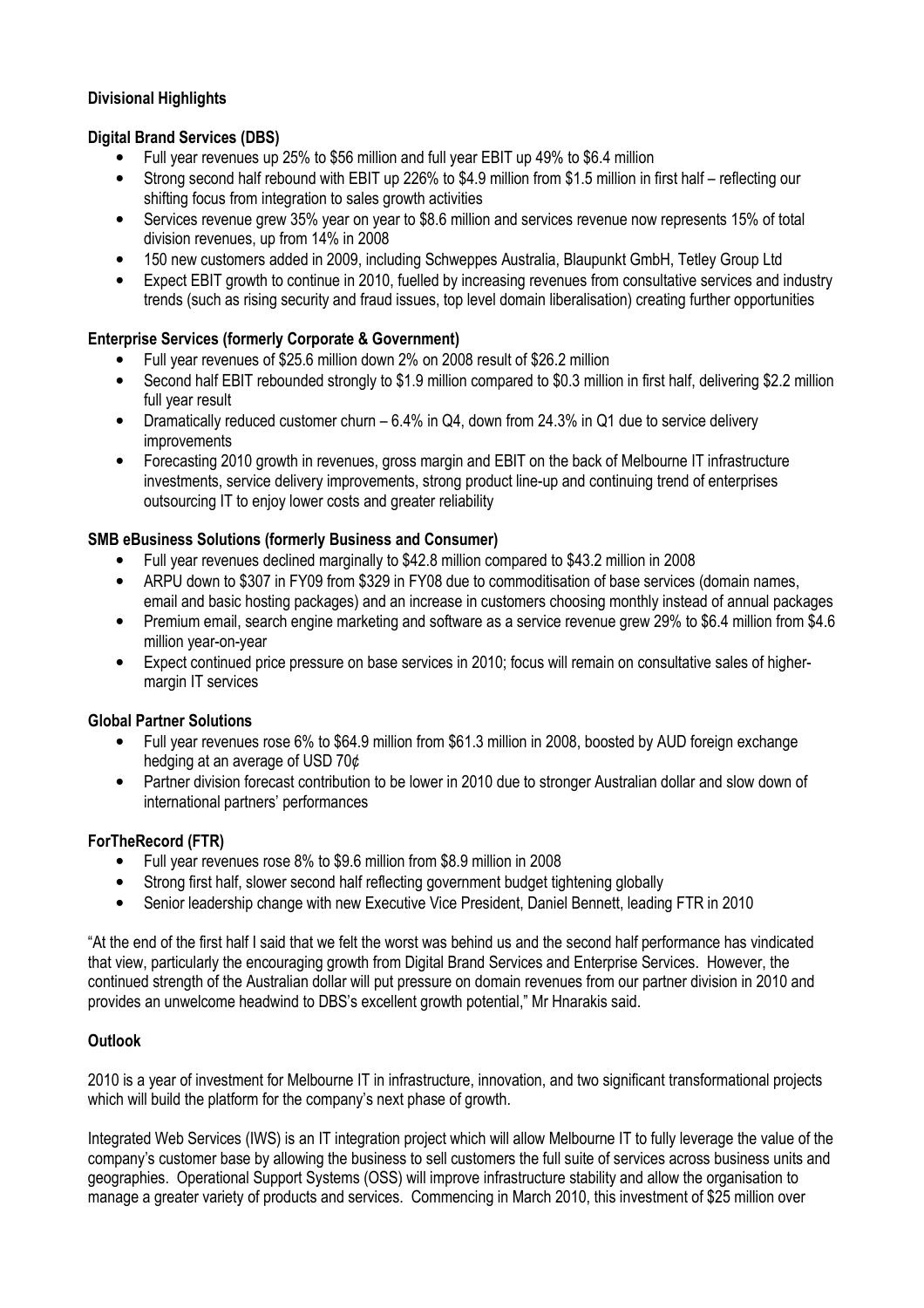## Divisional Highlights

### Digital Brand Services (DBS)

- Full year revenues up 25% to $56 million and full year EBIT up 49% to $6.4 million
- Strong second half rebound with EBIT up 226% to $4.9 million from $1.5 million in first half – reflecting our shifting focus from integration to sales growth activities
- Services revenue grew 35% year on year to $8.6 million and services revenue now represents 15% of total division revenues, up from 14% in 2008
- 150 new customers added in 2009, including Schweppes Australia, Blaupunkt GmbH, Tetley Group Ltd
- Expect EBIT growth to continue in 2010, fuelled by increasing revenues from consultative services and industry trends (such as rising security and fraud issues, top level domain liberalisation) creating further opportunities

### Enterprise Services (formerly Corporate & Government)

- Full year revenues of $25.6 million down 2% on 2008 result of $26.2 million
- Second half EBIT rebounded strongly to $1.9 million compared to $0.3 million in first half, delivering $2.2 million full year result
- Dramatically reduced customer churn – 6.4% in Q4, down from 24.3% in Q1 due to service delivery improvements
- Forecasting 2010 growth in revenues, gross margin and EBIT on the back of Melbourne IT infrastructure investments, service delivery improvements, strong product line-up and continuing trend of enterprises outsourcing IT to enjoy lower costs and greater reliability

### SMB eBusiness Solutions (formerly Business and Consumer)

- Full year revenues declined marginally to $42.8 million compared to $43.2 million in 2008
- ARPU down to $307 in FY09 from $329 in FY08 due to commoditisation of base services (domain names, email and basic hosting packages) and an increase in customers choosing monthly instead of annual packages
- Premium email, search engine marketing and software as a service revenue grew 29% to $6.4 million from $4.6 million year-on-year
- Expect continued price pressure on base services in 2010; focus will remain on consultative sales of higher-margin IT services

### Global Partner Solutions

- Full year revenues rose 6% to $64.9 million from $61.3 million in 2008, boosted by AUD foreign exchange hedging at an average of USD 70¢
- Partner division forecast contribution to be lower in 2010 due to stronger Australian dollar and slow down of international partners' performances

### ForTheRecord (FTR)

- Full year revenues rose 8% to $9.6 million from $8.9 million in 2008
- Strong first half, slower second half reflecting government budget tightening globally
- Senior leadership change with new Executive Vice President, Daniel Bennett, leading FTR in 2010

"At the end of the first half I said that we felt the worst was behind us and the second half performance has vindicated that view, particularly the encouraging growth from Digital Brand Services and Enterprise Services. However, the continued strength of the Australian dollar will put pressure on domain revenues from our partner division in 2010 and provides an unwelcome headwind to DBS's excellent growth potential," Mr Hnarakis said.

## Outlook

2010 is a year of investment for Melbourne IT in infrastructure, innovation, and two significant transformational projects which will build the platform for the company's next phase of growth.

Integrated Web Services (IWS) is an IT integration project which will allow Melbourne IT to fully leverage the value of the company's customer base by allowing the business to sell customers the full suite of services across business units and geographies. Operational Support Systems (OSS) will improve infrastructure stability and allow the organisation to manage a greater variety of products and services. Commencing in March 2010, this investment of $25 million over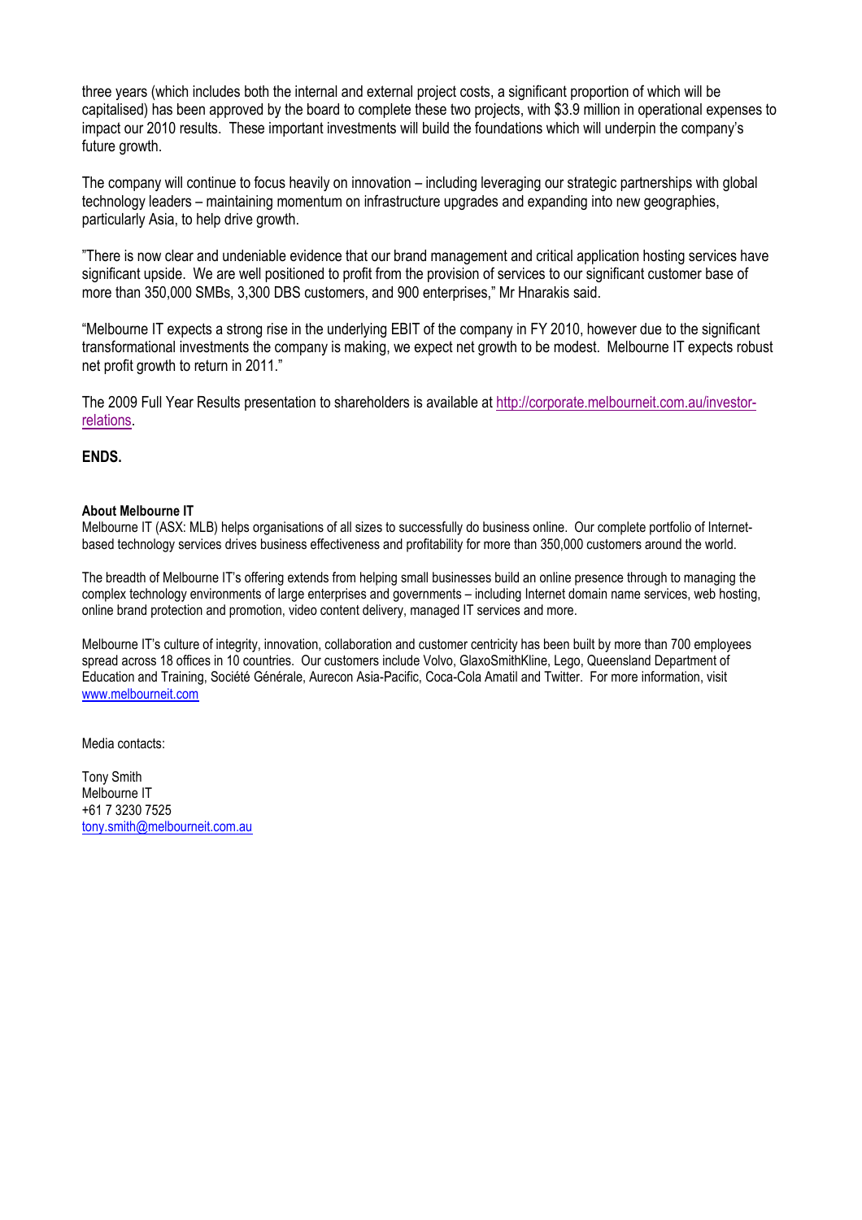three years (which includes both the internal and external project costs, a significant proportion of which will be capitalised) has been approved by the board to complete these two projects, with $3.9 million in operational expenses to impact our 2010 results. These important investments will build the foundations which will underpin the company's future growth.

The company will continue to focus heavily on innovation – including leveraging our strategic partnerships with global technology leaders – maintaining momentum on infrastructure upgrades and expanding into new geographies, particularly Asia, to help drive growth.

"There is now clear and undeniable evidence that our brand management and critical application hosting services have significant upside. We are well positioned to profit from the provision of services to our significant customer base of more than 350,000 SMBs, 3,300 DBS customers, and 900 enterprises," Mr Hnarakis said.

"Melbourne IT expects a strong rise in the underlying EBIT of the company in FY 2010, however due to the significant transformational investments the company is making, we expect net growth to be modest. Melbourne IT expects robust net profit growth to return in 2011."

The 2009 Full Year Results presentation to shareholders is available at http://corporate.melbourneit.com.au/investor-relations.

**ENDS.**

**About Melbourne IT**

Melbourne IT (ASX: MLB) helps organisations of all sizes to successfully do business online. Our complete portfolio of Internet-based technology services drives business effectiveness and profitability for more than 350,000 customers around the world.

The breadth of Melbourne IT's offering extends from helping small businesses build an online presence through to managing the complex technology environments of large enterprises and governments – including Internet domain name services, web hosting, online brand protection and promotion, video content delivery, managed IT services and more.

Melbourne IT's culture of integrity, innovation, collaboration and customer centricity has been built by more than 700 employees spread across 18 offices in 10 countries. Our customers include Volvo, GlaxoSmithKline, Lego, Queensland Department of Education and Training, Société Générale, Aurecon Asia-Pacific, Coca-Cola Amatil and Twitter. For more information, visit www.melbourneit.com

Media contacts:

Tony Smith
Melbourne IT
+61 7 3230 7525
tony.smith@melbourneit.com.au